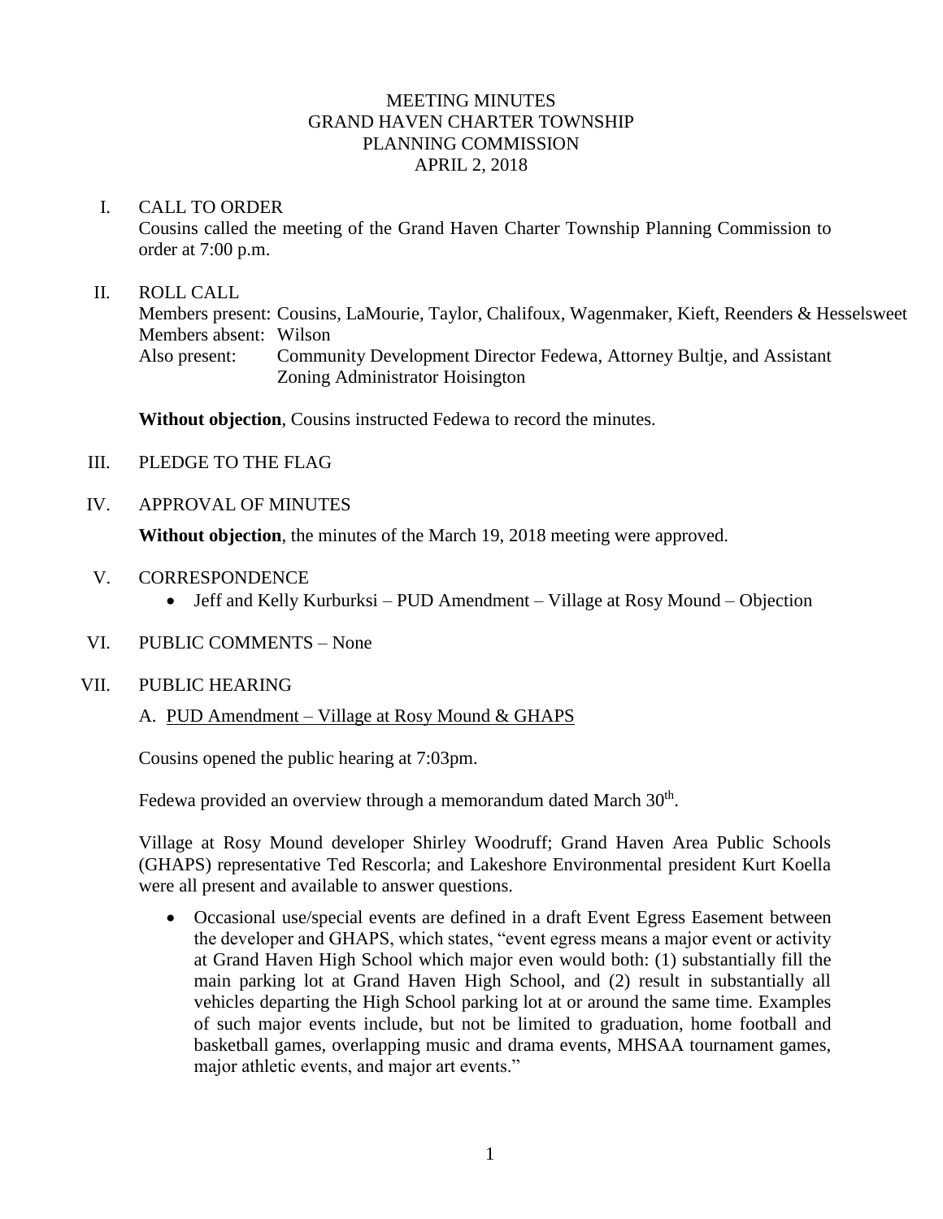# MEETING MINUTES
## GRAND HAVEN CHARTER TOWNSHIP
## PLANNING COMMISSION
## APRIL 2, 2018

I. CALL TO ORDER

Cousins called the meeting of the Grand Haven Charter Township Planning Commission to order at 7:00 p.m.

II. ROLL CALL

Members present: Cousins, LaMourie, Taylor, Chalifoux, Wagenmaker, Kieft, Reenders & Hesselsweet
Members absent: Wilson
Also present: Community Development Director Fedewa, Attorney Bultje, and Assistant Zoning Administrator Hoisington

**Without objection**, Cousins instructed Fedewa to record the minutes.

III. PLEDGE TO THE FLAG

IV. APPROVAL OF MINUTES

**Without objection**, the minutes of the March 19, 2018 meeting were approved.

V. CORRESPONDENCE

- Jeff and Kelly Kurburksi – PUD Amendment – Village at Rosy Mound – Objection

VI. PUBLIC COMMENTS – None

VII. PUBLIC HEARING

A. PUD Amendment – Village at Rosy Mound & GHAPS

Cousins opened the public hearing at 7:03pm.

Fedewa provided an overview through a memorandum dated March 30th.

Village at Rosy Mound developer Shirley Woodruff; Grand Haven Area Public Schools (GHAPS) representative Ted Rescorla; and Lakeshore Environmental president Kurt Koella were all present and available to answer questions.

- Occasional use/special events are defined in a draft Event Egress Easement between the developer and GHAPS, which states, "event egress means a major event or activity at Grand Haven High School which major even would both: (1) substantially fill the main parking lot at Grand Haven High School, and (2) result in substantially all vehicles departing the High School parking lot at or around the same time. Examples of such major events include, but not be limited to graduation, home football and basketball games, overlapping music and drama events, MHSAA tournament games, major athletic events, and major art events."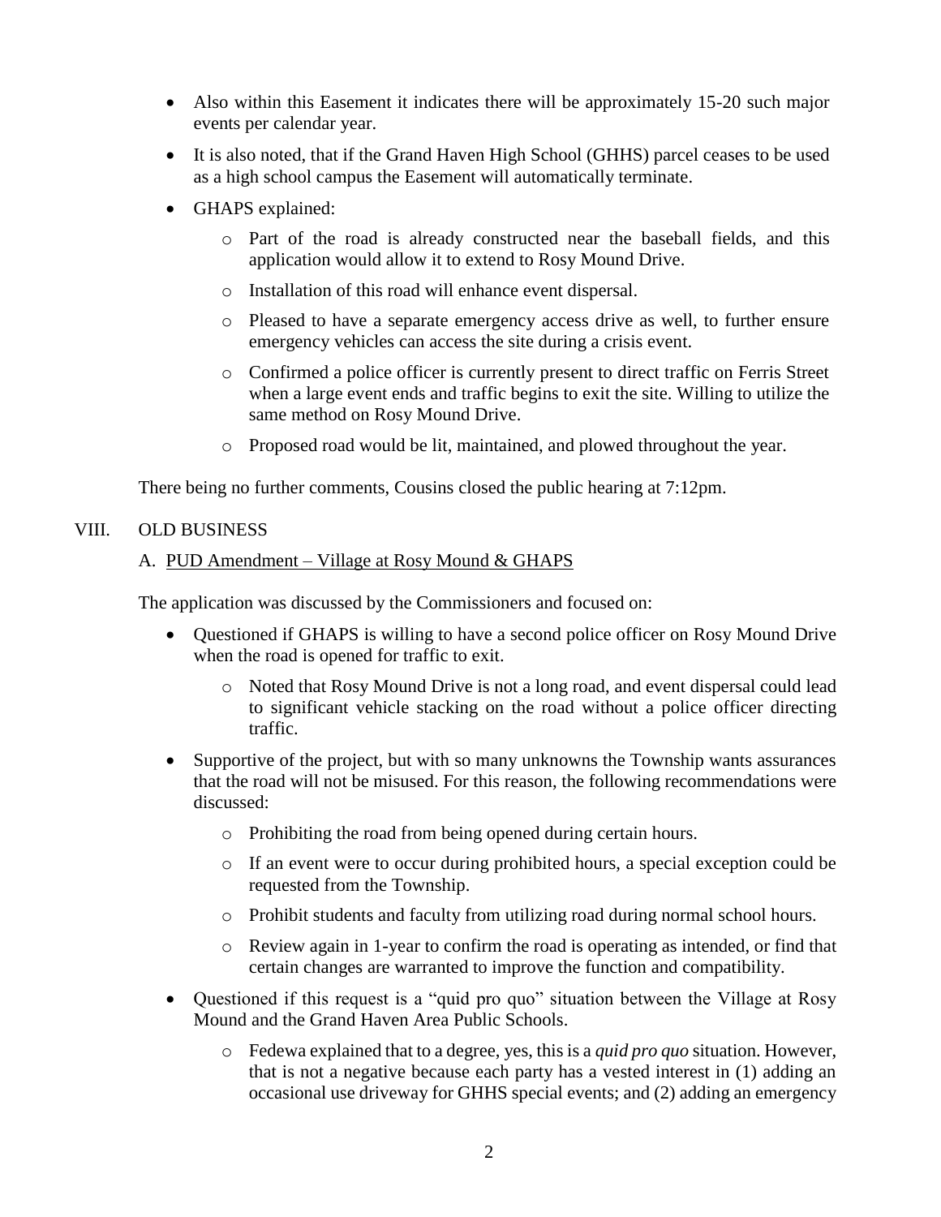- Also within this Easement it indicates there will be approximately 15-20 such major events per calendar year.
- It is also noted, that if the Grand Haven High School (GHHS) parcel ceases to be used as a high school campus the Easement will automatically terminate.
- GHAPS explained:
  - Part of the road is already constructed near the baseball fields, and this application would allow it to extend to Rosy Mound Drive.
  - Installation of this road will enhance event dispersal.
  - Pleased to have a separate emergency access drive as well, to further ensure emergency vehicles can access the site during a crisis event.
  - Confirmed a police officer is currently present to direct traffic on Ferris Street when a large event ends and traffic begins to exit the site. Willing to utilize the same method on Rosy Mound Drive.
  - Proposed road would be lit, maintained, and plowed throughout the year.

There being no further comments, Cousins closed the public hearing at 7:12pm.

## VIII. OLD BUSINESS

### A. PUD Amendment – Village at Rosy Mound & GHAPS

The application was discussed by the Commissioners and focused on:

- Questioned if GHAPS is willing to have a second police officer on Rosy Mound Drive when the road is opened for traffic to exit.
  - Noted that Rosy Mound Drive is not a long road, and event dispersal could lead to significant vehicle stacking on the road without a police officer directing traffic.
- Supportive of the project, but with so many unknowns the Township wants assurances that the road will not be misused. For this reason, the following recommendations were discussed:
  - Prohibiting the road from being opened during certain hours.
  - If an event were to occur during prohibited hours, a special exception could be requested from the Township.
  - Prohibit students and faculty from utilizing road during normal school hours.
  - Review again in 1-year to confirm the road is operating as intended, or find that certain changes are warranted to improve the function and compatibility.
- Questioned if this request is a "quid pro quo" situation between the Village at Rosy Mound and the Grand Haven Area Public Schools.
  - Fedewa explained that to a degree, yes, this is a *quid pro quo* situation. However, that is not a negative because each party has a vested interest in (1) adding an occasional use driveway for GHHS special events; and (2) adding an emergency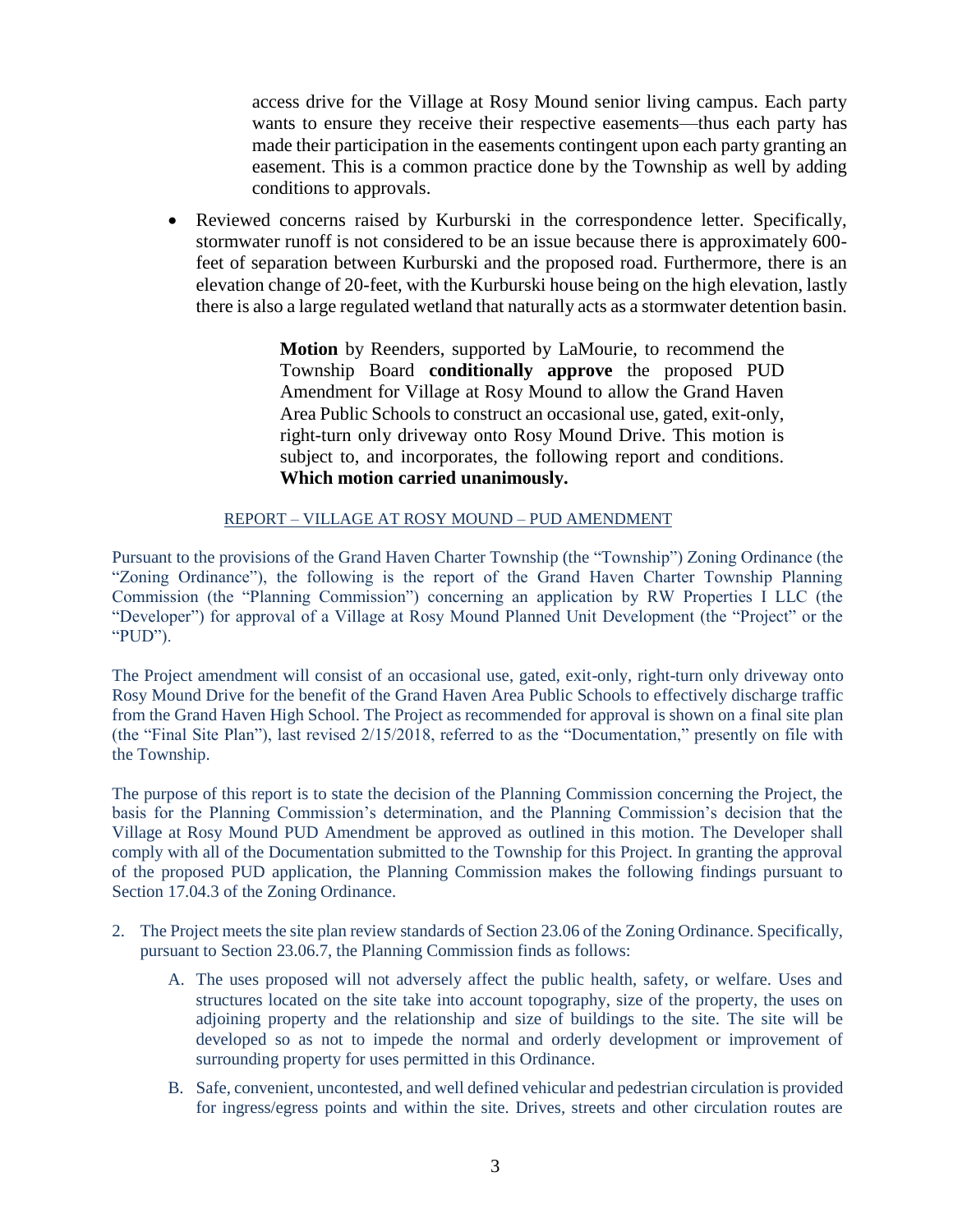access drive for the Village at Rosy Mound senior living campus. Each party wants to ensure they receive their respective easements—thus each party has made their participation in the easements contingent upon each party granting an easement. This is a common practice done by the Township as well by adding conditions to approvals.

- Reviewed concerns raised by Kurburski in the correspondence letter. Specifically, stormwater runoff is not considered to be an issue because there is approximately 600-feet of separation between Kurburski and the proposed road. Furthermore, there is an elevation change of 20-feet, with the Kurburski house being on the high elevation, lastly there is also a large regulated wetland that naturally acts as a stormwater detention basin.

> **Motion** by Reenders, supported by LaMourie, to recommend the Township Board **conditionally approve** the proposed PUD Amendment for Village at Rosy Mound to allow the Grand Haven Area Public Schools to construct an occasional use, gated, exit-only, right-turn only driveway onto Rosy Mound Drive. This motion is subject to, and incorporates, the following report and conditions. **Which motion carried unanimously.**

REPORT – VILLAGE AT ROSY MOUND – PUD AMENDMENT

Pursuant to the provisions of the Grand Haven Charter Township (the "Township") Zoning Ordinance (the "Zoning Ordinance"), the following is the report of the Grand Haven Charter Township Planning Commission (the "Planning Commission") concerning an application by RW Properties I LLC (the "Developer") for approval of a Village at Rosy Mound Planned Unit Development (the "Project" or the "PUD").

The Project amendment will consist of an occasional use, gated, exit-only, right-turn only driveway onto Rosy Mound Drive for the benefit of the Grand Haven Area Public Schools to effectively discharge traffic from the Grand Haven High School. The Project as recommended for approval is shown on a final site plan (the "Final Site Plan"), last revised 2/15/2018, referred to as the "Documentation," presently on file with the Township.

The purpose of this report is to state the decision of the Planning Commission concerning the Project, the basis for the Planning Commission's determination, and the Planning Commission's decision that the Village at Rosy Mound PUD Amendment be approved as outlined in this motion. The Developer shall comply with all of the Documentation submitted to the Township for this Project. In granting the approval of the proposed PUD application, the Planning Commission makes the following findings pursuant to Section 17.04.3 of the Zoning Ordinance.

2. The Project meets the site plan review standards of Section 23.06 of the Zoning Ordinance. Specifically, pursuant to Section 23.06.7, the Planning Commission finds as follows:

   A. The uses proposed will not adversely affect the public health, safety, or welfare. Uses and structures located on the site take into account topography, size of the property, the uses on adjoining property and the relationship and size of buildings to the site. The site will be developed so as not to impede the normal and orderly development or improvement of surrounding property for uses permitted in this Ordinance.

   B. Safe, convenient, uncontested, and well defined vehicular and pedestrian circulation is provided for ingress/egress points and within the site. Drives, streets and other circulation routes are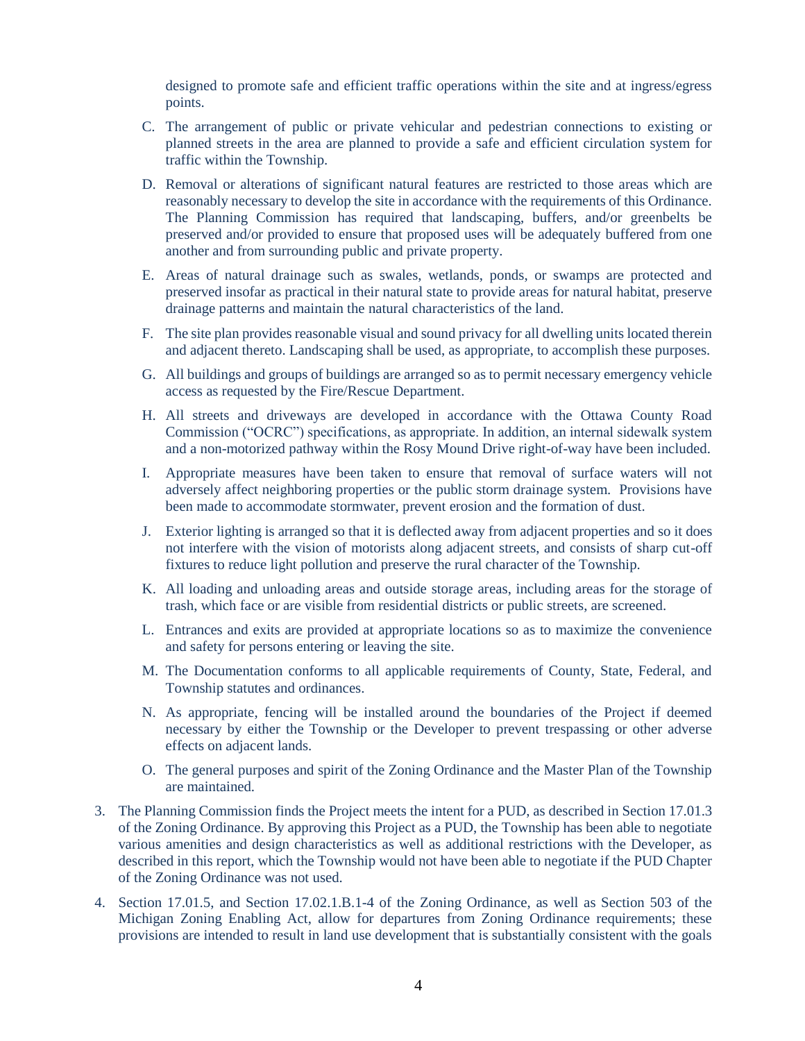designed to promote safe and efficient traffic operations within the site and at ingress/egress points.

C. The arrangement of public or private vehicular and pedestrian connections to existing or planned streets in the area are planned to provide a safe and efficient circulation system for traffic within the Township.

D. Removal or alterations of significant natural features are restricted to those areas which are reasonably necessary to develop the site in accordance with the requirements of this Ordinance. The Planning Commission has required that landscaping, buffers, and/or greenbelts be preserved and/or provided to ensure that proposed uses will be adequately buffered from one another and from surrounding public and private property.

E. Areas of natural drainage such as swales, wetlands, ponds, or swamps are protected and preserved insofar as practical in their natural state to provide areas for natural habitat, preserve drainage patterns and maintain the natural characteristics of the land.

F. The site plan provides reasonable visual and sound privacy for all dwelling units located therein and adjacent thereto. Landscaping shall be used, as appropriate, to accomplish these purposes.

G. All buildings and groups of buildings are arranged so as to permit necessary emergency vehicle access as requested by the Fire/Rescue Department.

H. All streets and driveways are developed in accordance with the Ottawa County Road Commission ("OCRC") specifications, as appropriate. In addition, an internal sidewalk system and a non-motorized pathway within the Rosy Mound Drive right-of-way have been included.

I. Appropriate measures have been taken to ensure that removal of surface waters will not adversely affect neighboring properties or the public storm drainage system. Provisions have been made to accommodate stormwater, prevent erosion and the formation of dust.

J. Exterior lighting is arranged so that it is deflected away from adjacent properties and so it does not interfere with the vision of motorists along adjacent streets, and consists of sharp cut-off fixtures to reduce light pollution and preserve the rural character of the Township.

K. All loading and unloading areas and outside storage areas, including areas for the storage of trash, which face or are visible from residential districts or public streets, are screened.

L. Entrances and exits are provided at appropriate locations so as to maximize the convenience and safety for persons entering or leaving the site.

M. The Documentation conforms to all applicable requirements of County, State, Federal, and Township statutes and ordinances.

N. As appropriate, fencing will be installed around the boundaries of the Project if deemed necessary by either the Township or the Developer to prevent trespassing or other adverse effects on adjacent lands.

O. The general purposes and spirit of the Zoning Ordinance and the Master Plan of the Township are maintained.

3. The Planning Commission finds the Project meets the intent for a PUD, as described in Section 17.01.3 of the Zoning Ordinance. By approving this Project as a PUD, the Township has been able to negotiate various amenities and design characteristics as well as additional restrictions with the Developer, as described in this report, which the Township would not have been able to negotiate if the PUD Chapter of the Zoning Ordinance was not used.

4. Section 17.01.5, and Section 17.02.1.B.1-4 of the Zoning Ordinance, as well as Section 503 of the Michigan Zoning Enabling Act, allow for departures from Zoning Ordinance requirements; these provisions are intended to result in land use development that is substantially consistent with the goals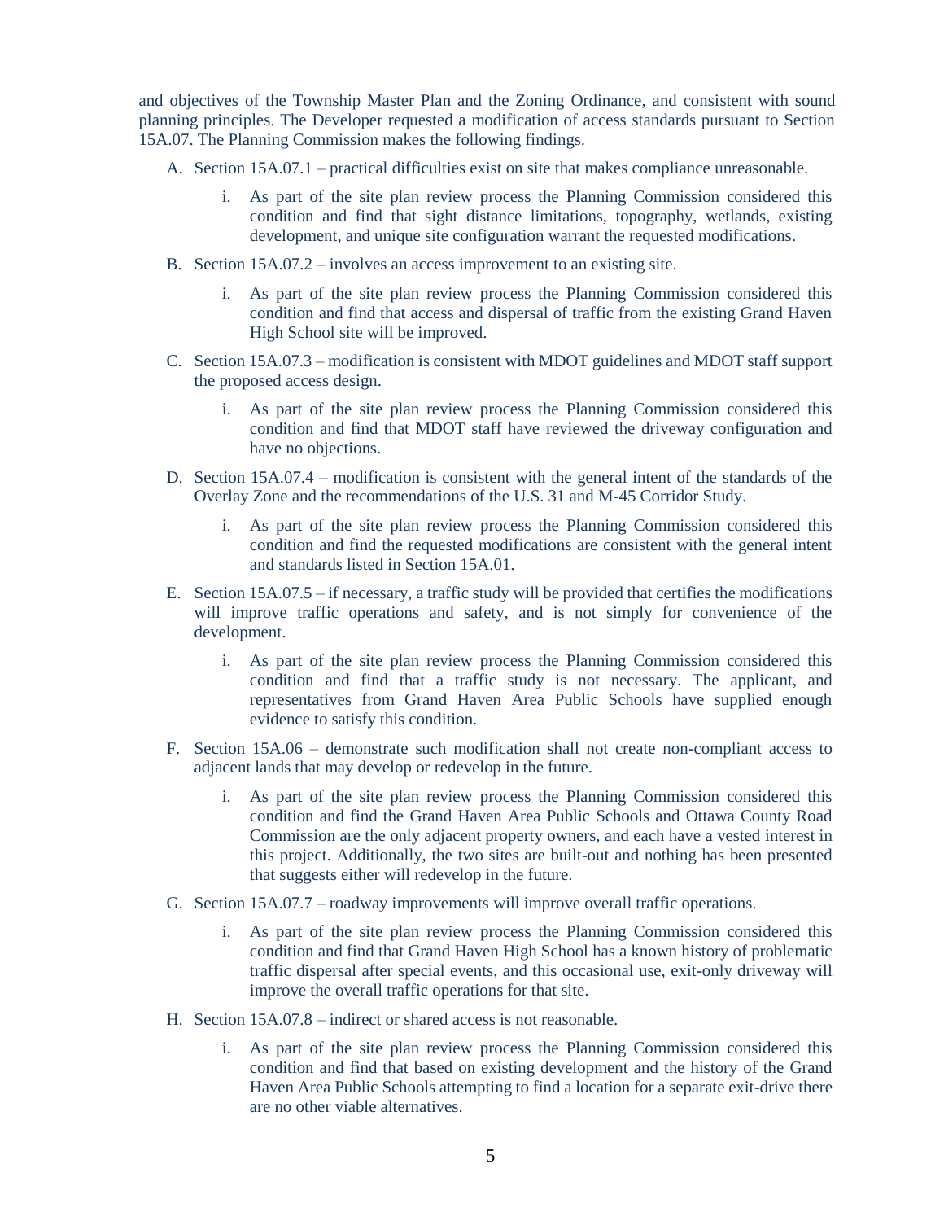and objectives of the Township Master Plan and the Zoning Ordinance, and consistent with sound planning principles. The Developer requested a modification of access standards pursuant to Section 15A.07. The Planning Commission makes the following findings.

A. Section 15A.07.1 – practical difficulties exist on site that makes compliance unreasonable.

    i. As part of the site plan review process the Planning Commission considered this condition and find that sight distance limitations, topography, wetlands, existing development, and unique site configuration warrant the requested modifications.

B. Section 15A.07.2 – involves an access improvement to an existing site.

    i. As part of the site plan review process the Planning Commission considered this condition and find that access and dispersal of traffic from the existing Grand Haven High School site will be improved.

C. Section 15A.07.3 – modification is consistent with MDOT guidelines and MDOT staff support the proposed access design.

    i. As part of the site plan review process the Planning Commission considered this condition and find that MDOT staff have reviewed the driveway configuration and have no objections.

D. Section 15A.07.4 – modification is consistent with the general intent of the standards of the Overlay Zone and the recommendations of the U.S. 31 and M-45 Corridor Study.

    i. As part of the site plan review process the Planning Commission considered this condition and find the requested modifications are consistent with the general intent and standards listed in Section 15A.01.

E. Section 15A.07.5 – if necessary, a traffic study will be provided that certifies the modifications will improve traffic operations and safety, and is not simply for convenience of the development.

    i. As part of the site plan review process the Planning Commission considered this condition and find that a traffic study is not necessary. The applicant, and representatives from Grand Haven Area Public Schools have supplied enough evidence to satisfy this condition.

F. Section 15A.06 – demonstrate such modification shall not create non-compliant access to adjacent lands that may develop or redevelop in the future.

    i. As part of the site plan review process the Planning Commission considered this condition and find the Grand Haven Area Public Schools and Ottawa County Road Commission are the only adjacent property owners, and each have a vested interest in this project. Additionally, the two sites are built-out and nothing has been presented that suggests either will redevelop in the future.

G. Section 15A.07.7 – roadway improvements will improve overall traffic operations.

    i. As part of the site plan review process the Planning Commission considered this condition and find that Grand Haven High School has a known history of problematic traffic dispersal after special events, and this occasional use, exit-only driveway will improve the overall traffic operations for that site.

H. Section 15A.07.8 – indirect or shared access is not reasonable.

    i. As part of the site plan review process the Planning Commission considered this condition and find that based on existing development and the history of the Grand Haven Area Public Schools attempting to find a location for a separate exit-drive there are no other viable alternatives.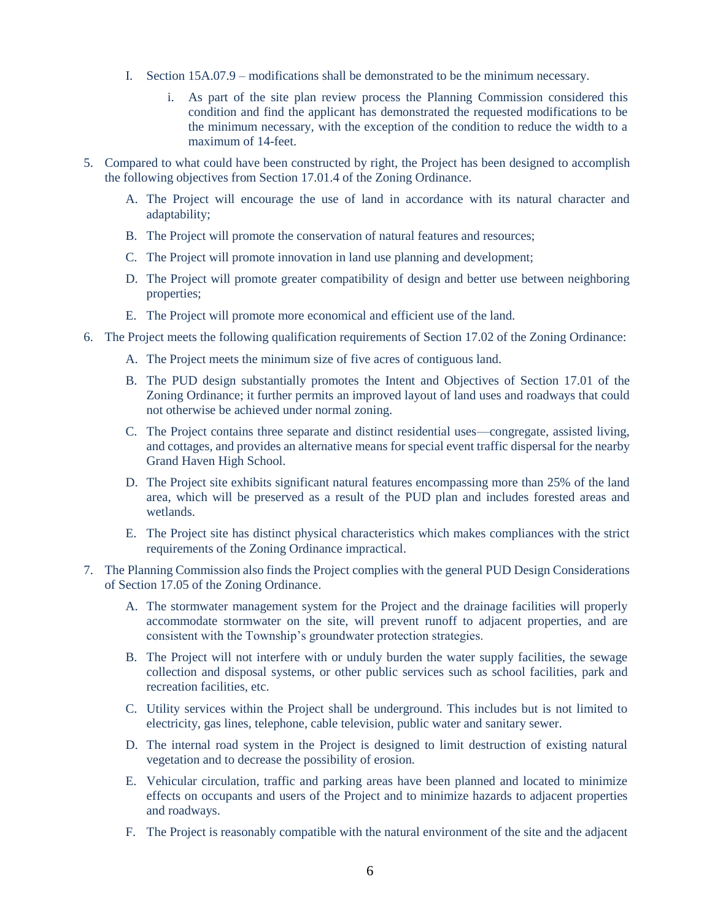I. Section 15A.07.9 – modifications shall be demonstrated to be the minimum necessary.

   i. As part of the site plan review process the Planning Commission considered this condition and find the applicant has demonstrated the requested modifications to be the minimum necessary, with the exception of the condition to reduce the width to a maximum of 14-feet.

5. Compared to what could have been constructed by right, the Project has been designed to accomplish the following objectives from Section 17.01.4 of the Zoning Ordinance.

   A. The Project will encourage the use of land in accordance with its natural character and adaptability;

   B. The Project will promote the conservation of natural features and resources;

   C. The Project will promote innovation in land use planning and development;

   D. The Project will promote greater compatibility of design and better use between neighboring properties;

   E. The Project will promote more economical and efficient use of the land.

6. The Project meets the following qualification requirements of Section 17.02 of the Zoning Ordinance:

   A. The Project meets the minimum size of five acres of contiguous land.

   B. The PUD design substantially promotes the Intent and Objectives of Section 17.01 of the Zoning Ordinance; it further permits an improved layout of land uses and roadways that could not otherwise be achieved under normal zoning.

   C. The Project contains three separate and distinct residential uses—congregate, assisted living, and cottages, and provides an alternative means for special event traffic dispersal for the nearby Grand Haven High School.

   D. The Project site exhibits significant natural features encompassing more than 25% of the land area, which will be preserved as a result of the PUD plan and includes forested areas and wetlands.

   E. The Project site has distinct physical characteristics which makes compliances with the strict requirements of the Zoning Ordinance impractical.

7. The Planning Commission also finds the Project complies with the general PUD Design Considerations of Section 17.05 of the Zoning Ordinance.

   A. The stormwater management system for the Project and the drainage facilities will properly accommodate stormwater on the site, will prevent runoff to adjacent properties, and are consistent with the Township's groundwater protection strategies.

   B. The Project will not interfere with or unduly burden the water supply facilities, the sewage collection and disposal systems, or other public services such as school facilities, park and recreation facilities, etc.

   C. Utility services within the Project shall be underground. This includes but is not limited to electricity, gas lines, telephone, cable television, public water and sanitary sewer.

   D. The internal road system in the Project is designed to limit destruction of existing natural vegetation and to decrease the possibility of erosion.

   E. Vehicular circulation, traffic and parking areas have been planned and located to minimize effects on occupants and users of the Project and to minimize hazards to adjacent properties and roadways.

   F. The Project is reasonably compatible with the natural environment of the site and the adjacent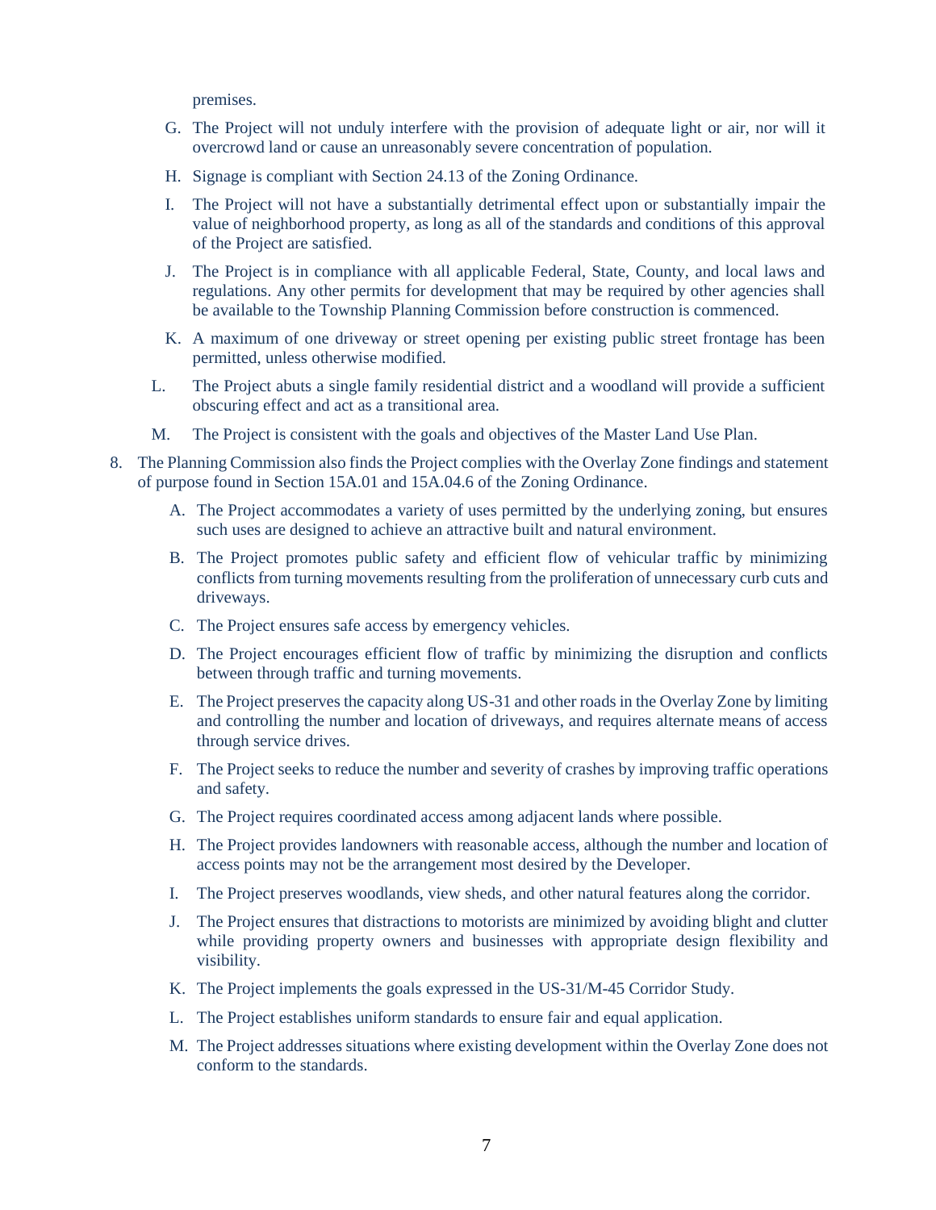premises.

G. The Project will not unduly interfere with the provision of adequate light or air, nor will it overcrowd land or cause an unreasonably severe concentration of population.

H. Signage is compliant with Section 24.13 of the Zoning Ordinance.

I. The Project will not have a substantially detrimental effect upon or substantially impair the value of neighborhood property, as long as all of the standards and conditions of this approval of the Project are satisfied.

J. The Project is in compliance with all applicable Federal, State, County, and local laws and regulations. Any other permits for development that may be required by other agencies shall be available to the Township Planning Commission before construction is commenced.

K. A maximum of one driveway or street opening per existing public street frontage has been permitted, unless otherwise modified.

L. The Project abuts a single family residential district and a woodland will provide a sufficient obscuring effect and act as a transitional area.

M. The Project is consistent with the goals and objectives of the Master Land Use Plan.

8. The Planning Commission also finds the Project complies with the Overlay Zone findings and statement of purpose found in Section 15A.01 and 15A.04.6 of the Zoning Ordinance.

   A. The Project accommodates a variety of uses permitted by the underlying zoning, but ensures such uses are designed to achieve an attractive built and natural environment.

   B. The Project promotes public safety and efficient flow of vehicular traffic by minimizing conflicts from turning movements resulting from the proliferation of unnecessary curb cuts and driveways.

   C. The Project ensures safe access by emergency vehicles.

   D. The Project encourages efficient flow of traffic by minimizing the disruption and conflicts between through traffic and turning movements.

   E. The Project preserves the capacity along US-31 and other roads in the Overlay Zone by limiting and controlling the number and location of driveways, and requires alternate means of access through service drives.

   F. The Project seeks to reduce the number and severity of crashes by improving traffic operations and safety.

   G. The Project requires coordinated access among adjacent lands where possible.

   H. The Project provides landowners with reasonable access, although the number and location of access points may not be the arrangement most desired by the Developer.

   I. The Project preserves woodlands, view sheds, and other natural features along the corridor.

   J. The Project ensures that distractions to motorists are minimized by avoiding blight and clutter while providing property owners and businesses with appropriate design flexibility and visibility.

   K. The Project implements the goals expressed in the US-31/M-45 Corridor Study.

   L. The Project establishes uniform standards to ensure fair and equal application.

   M. The Project addresses situations where existing development within the Overlay Zone does not conform to the standards.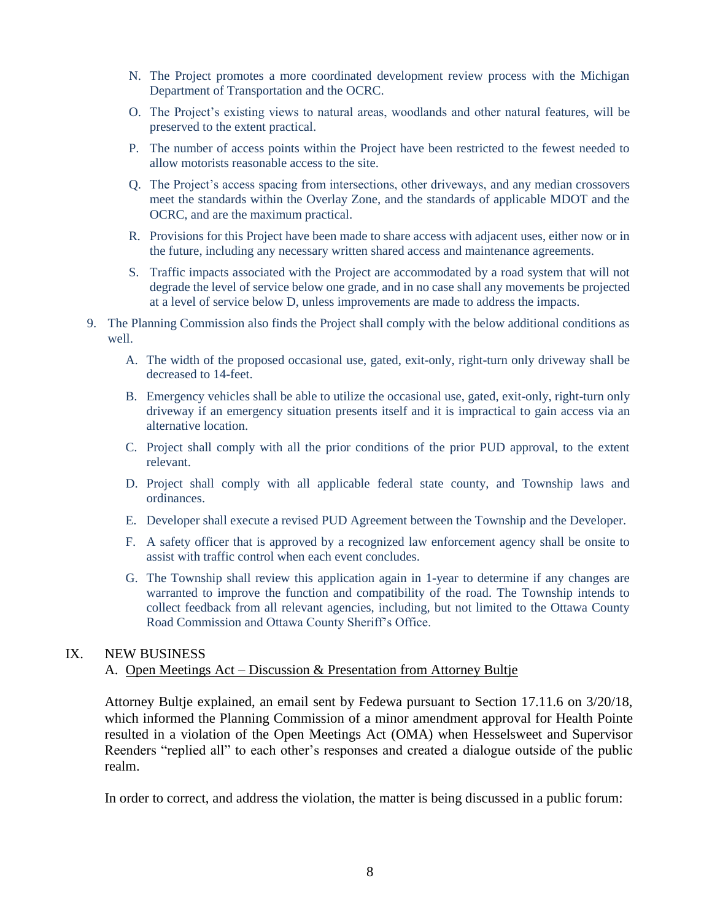N. The Project promotes a more coordinated development review process with the Michigan Department of Transportation and the OCRC.

O. The Project's existing views to natural areas, woodlands and other natural features, will be preserved to the extent practical.

P. The number of access points within the Project have been restricted to the fewest needed to allow motorists reasonable access to the site.

Q. The Project's access spacing from intersections, other driveways, and any median crossovers meet the standards within the Overlay Zone, and the standards of applicable MDOT and the OCRC, and are the maximum practical.

R. Provisions for this Project have been made to share access with adjacent uses, either now or in the future, including any necessary written shared access and maintenance agreements.

S. Traffic impacts associated with the Project are accommodated by a road system that will not degrade the level of service below one grade, and in no case shall any movements be projected at a level of service below D, unless improvements are made to address the impacts.

9. The Planning Commission also finds the Project shall comply with the below additional conditions as well.

   A. The width of the proposed occasional use, gated, exit-only, right-turn only driveway shall be decreased to 14-feet.

   B. Emergency vehicles shall be able to utilize the occasional use, gated, exit-only, right-turn only driveway if an emergency situation presents itself and it is impractical to gain access via an alternative location.

   C. Project shall comply with all the prior conditions of the prior PUD approval, to the extent relevant.

   D. Project shall comply with all applicable federal state county, and Township laws and ordinances.

   E. Developer shall execute a revised PUD Agreement between the Township and the Developer.

   F. A safety officer that is approved by a recognized law enforcement agency shall be onsite to assist with traffic control when each event concludes.

   G. The Township shall review this application again in 1-year to determine if any changes are warranted to improve the function and compatibility of the road. The Township intends to collect feedback from all relevant agencies, including, but not limited to the Ottawa County Road Commission and Ottawa County Sheriff's Office.

## IX. NEW BUSINESS

A. <u>Open Meetings Act – Discussion & Presentation from Attorney Bultje</u>

Attorney Bultje explained, an email sent by Fedewa pursuant to Section 17.11.6 on 3/20/18, which informed the Planning Commission of a minor amendment approval for Health Pointe resulted in a violation of the Open Meetings Act (OMA) when Hesselsweet and Supervisor Reenders "replied all" to each other's responses and created a dialogue outside of the public realm.

In order to correct, and address the violation, the matter is being discussed in a public forum: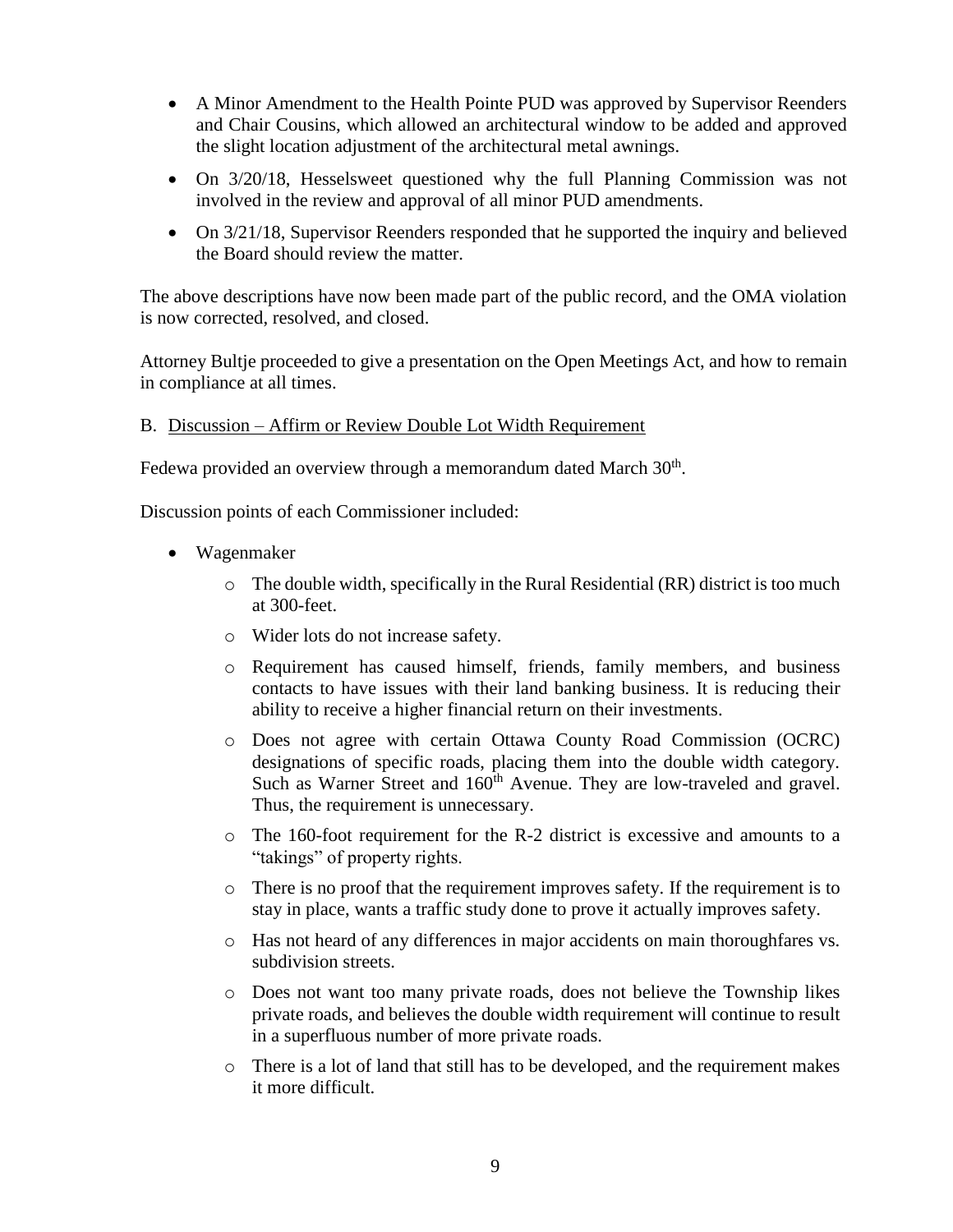- A Minor Amendment to the Health Pointe PUD was approved by Supervisor Reenders and Chair Cousins, which allowed an architectural window to be added and approved the slight location adjustment of the architectural metal awnings.
- On 3/20/18, Hesselsweet questioned why the full Planning Commission was not involved in the review and approval of all minor PUD amendments.
- On 3/21/18, Supervisor Reenders responded that he supported the inquiry and believed the Board should review the matter.

The above descriptions have now been made part of the public record, and the OMA violation is now corrected, resolved, and closed.

Attorney Bultje proceeded to give a presentation on the Open Meetings Act, and how to remain in compliance at all times.

B. <u>Discussion – Affirm or Review Double Lot Width Requirement</u>

Fedewa provided an overview through a memorandum dated March 30th.

Discussion points of each Commissioner included:

- Wagenmaker
  - The double width, specifically in the Rural Residential (RR) district is too much at 300-feet.
  - Wider lots do not increase safety.
  - Requirement has caused himself, friends, family members, and business contacts to have issues with their land banking business. It is reducing their ability to receive a higher financial return on their investments.
  - Does not agree with certain Ottawa County Road Commission (OCRC) designations of specific roads, placing them into the double width category. Such as Warner Street and 160th Avenue. They are low-traveled and gravel. Thus, the requirement is unnecessary.
  - The 160-foot requirement for the R-2 district is excessive and amounts to a "takings" of property rights.
  - There is no proof that the requirement improves safety. If the requirement is to stay in place, wants a traffic study done to prove it actually improves safety.
  - Has not heard of any differences in major accidents on main thoroughfares vs. subdivision streets.
  - Does not want too many private roads, does not believe the Township likes private roads, and believes the double width requirement will continue to result in a superfluous number of more private roads.
  - There is a lot of land that still has to be developed, and the requirement makes it more difficult.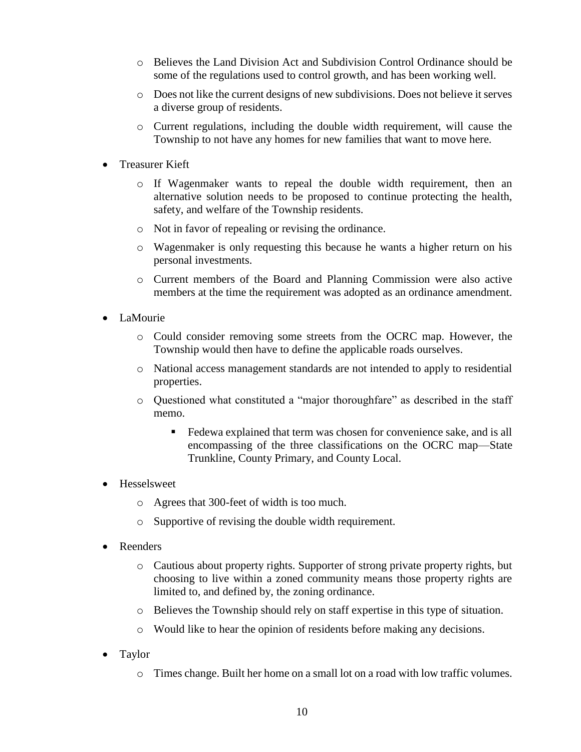- Believes the Land Division Act and Subdivision Control Ordinance should be some of the regulations used to control growth, and has been working well.
  - Does not like the current designs of new subdivisions. Does not believe it serves a diverse group of residents.
  - Current regulations, including the double width requirement, will cause the Township to not have any homes for new families that want to move here.

- Treasurer Kieft
  - If Wagenmaker wants to repeal the double width requirement, then an alternative solution needs to be proposed to continue protecting the health, safety, and welfare of the Township residents.
  - Not in favor of repealing or revising the ordinance.
  - Wagenmaker is only requesting this because he wants a higher return on his personal investments.
  - Current members of the Board and Planning Commission were also active members at the time the requirement was adopted as an ordinance amendment.

- LaMourie
  - Could consider removing some streets from the OCRC map. However, the Township would then have to define the applicable roads ourselves.
  - National access management standards are not intended to apply to residential properties.
  - Questioned what constituted a "major thoroughfare" as described in the staff memo.
    - Fedewa explained that term was chosen for convenience sake, and is all encompassing of the three classifications on the OCRC map—State Trunkline, County Primary, and County Local.

- Hesselsweet
  - Agrees that 300-feet of width is too much.
  - Supportive of revising the double width requirement.

- Reenders
  - Cautious about property rights. Supporter of strong private property rights, but choosing to live within a zoned community means those property rights are limited to, and defined by, the zoning ordinance.
  - Believes the Township should rely on staff expertise in this type of situation.
  - Would like to hear the opinion of residents before making any decisions.

- Taylor
  - Times change. Built her home on a small lot on a road with low traffic volumes.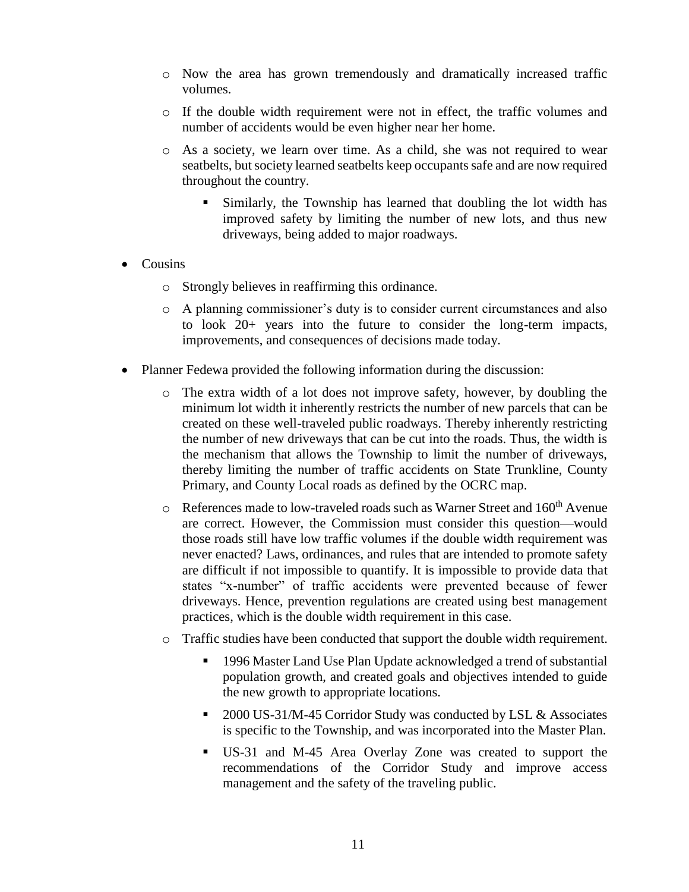- Now the area has grown tremendously and dramatically increased traffic volumes.
    - If the double width requirement were not in effect, the traffic volumes and number of accidents would be even higher near her home.
    - As a society, we learn over time. As a child, she was not required to wear seatbelts, but society learned seatbelts keep occupants safe and are now required throughout the country.
        - Similarly, the Township has learned that doubling the lot width has improved safety by limiting the number of new lots, and thus new driveways, being added to major roadways.

- Cousins
    - Strongly believes in reaffirming this ordinance.
    - A planning commissioner's duty is to consider current circumstances and also to look 20+ years into the future to consider the long-term impacts, improvements, and consequences of decisions made today.

- Planner Fedewa provided the following information during the discussion:
    - The extra width of a lot does not improve safety, however, by doubling the minimum lot width it inherently restricts the number of new parcels that can be created on these well-traveled public roadways. Thereby inherently restricting the number of new driveways that can be cut into the roads. Thus, the width is the mechanism that allows the Township to limit the number of driveways, thereby limiting the number of traffic accidents on State Trunkline, County Primary, and County Local roads as defined by the OCRC map.
    - References made to low-traveled roads such as Warner Street and 160th Avenue are correct. However, the Commission must consider this question—would those roads still have low traffic volumes if the double width requirement was never enacted? Laws, ordinances, and rules that are intended to promote safety are difficult if not impossible to quantify. It is impossible to provide data that states "x-number" of traffic accidents were prevented because of fewer driveways. Hence, prevention regulations are created using best management practices, which is the double width requirement in this case.
    - Traffic studies have been conducted that support the double width requirement.
        - 1996 Master Land Use Plan Update acknowledged a trend of substantial population growth, and created goals and objectives intended to guide the new growth to appropriate locations.
        - 2000 US-31/M-45 Corridor Study was conducted by LSL & Associates is specific to the Township, and was incorporated into the Master Plan.
        - US-31 and M-45 Area Overlay Zone was created to support the recommendations of the Corridor Study and improve access management and the safety of the traveling public.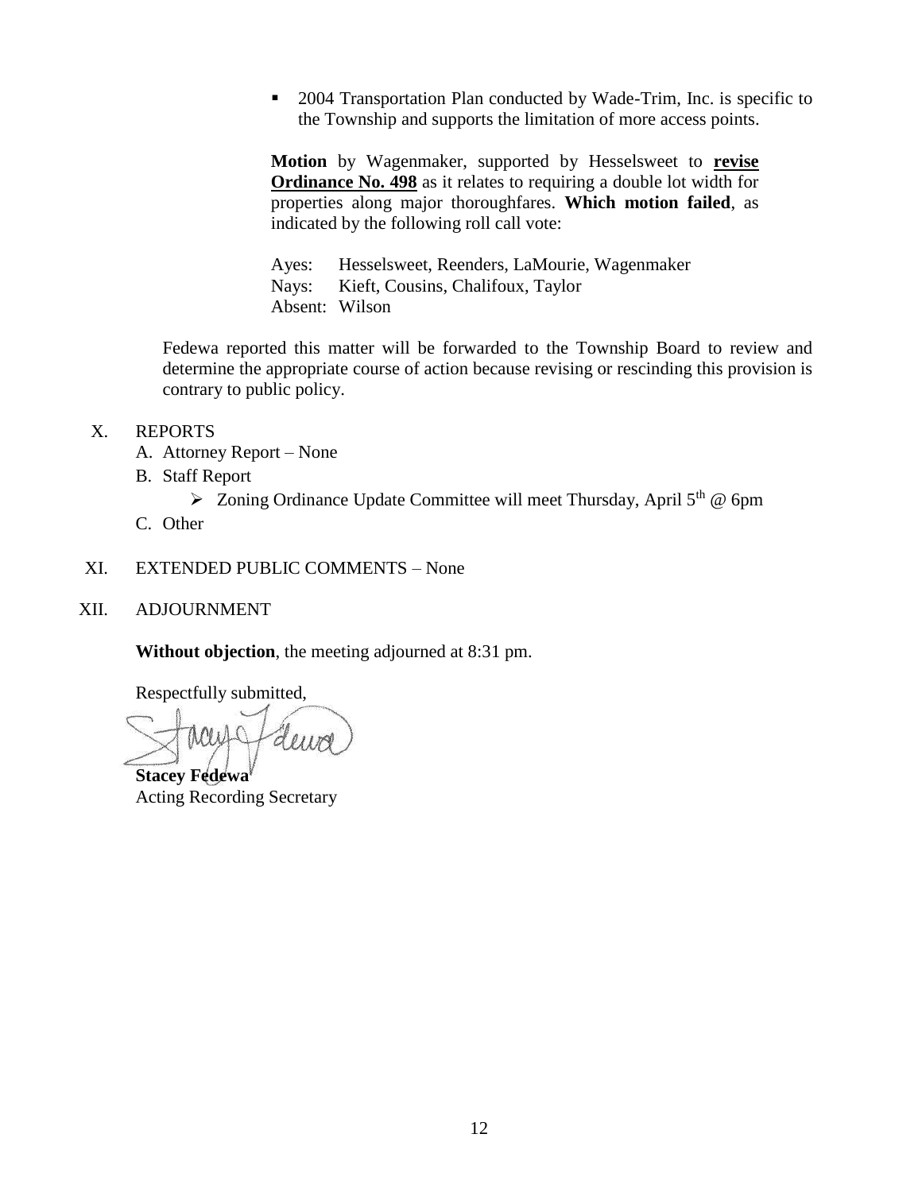- 2004 Transportation Plan conducted by Wade-Trim, Inc. is specific to the Township and supports the limitation of more access points.

**Motion** by Wagenmaker, supported by Hesselsweet to **revise Ordinance No. 498** as it relates to requiring a double lot width for properties along major thoroughfares. **Which motion failed**, as indicated by the following roll call vote:

Ayes: Hesselsweet, Reenders, LaMourie, Wagenmaker
Nays: Kieft, Cousins, Chalifoux, Taylor
Absent: Wilson

Fedewa reported this matter will be forwarded to the Township Board to review and determine the appropriate course of action because revising or rescinding this provision is contrary to public policy.

X. REPORTS

A. Attorney Report – None

B. Staff Report

- Zoning Ordinance Update Committee will meet Thursday, April 5th @ 6pm

C. Other

XI. EXTENDED PUBLIC COMMENTS – None

XII. ADJOURNMENT

**Without objection**, the meeting adjourned at 8:31 pm.

Respectfully submitted,

**Stacey Fedewa**
Acting Recording Secretary